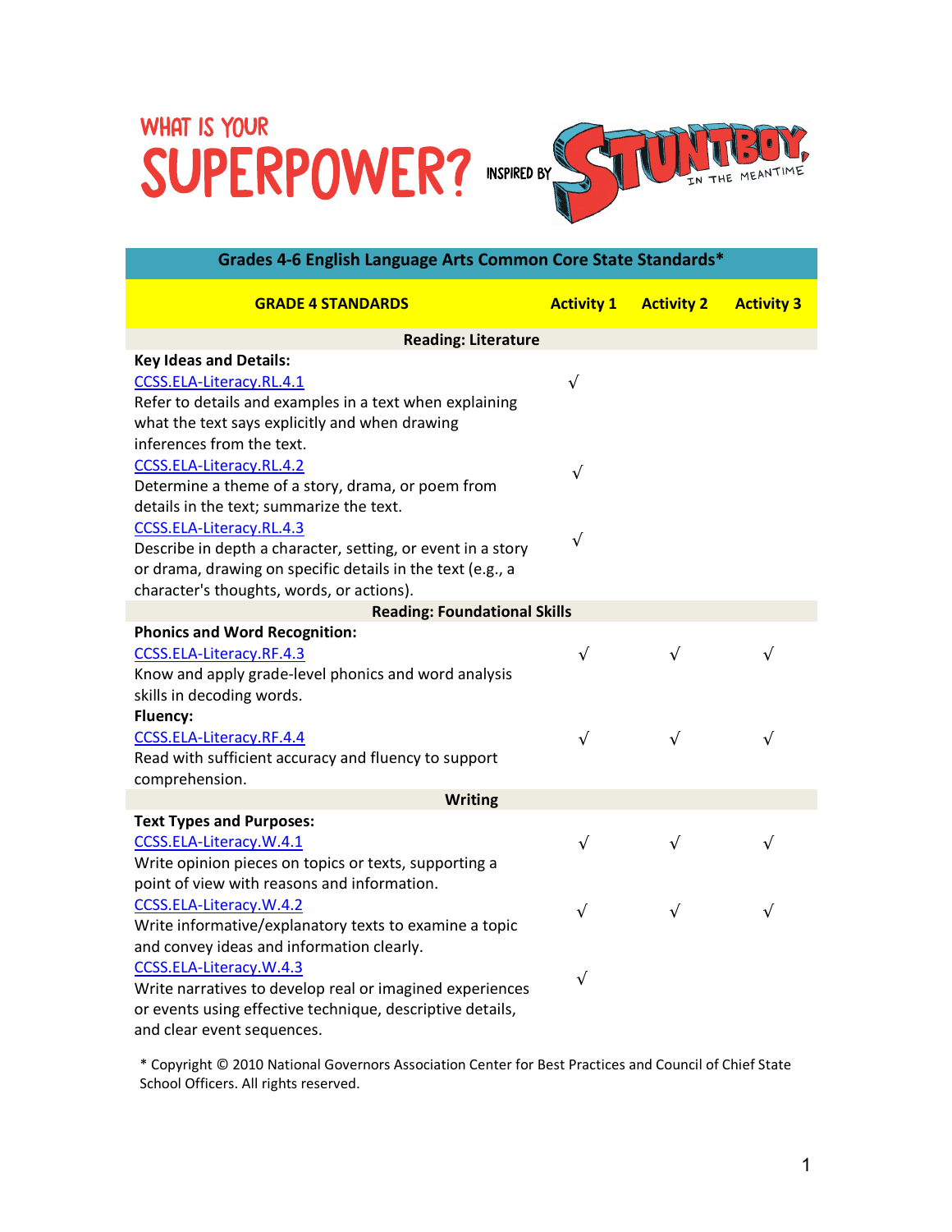# WHAT IS YOUR SUPERPOWER?

INSPIRED BY STUNTBOY, IN THE MEANTIME

| Grades 4-6 English Language Arts Common Core State Standards* | | | |
|---|---|---|---|
| **GRADE 4 STANDARDS** | **Activity 1** | **Activity 2** | **Activity 3** |
| **Reading: Literature** | | | |
| **Key Ideas and Details:** | | | |
| CCSS.ELA-Literacy.RL.4.1<br>Refer to details and examples in a text when explaining what the text says explicitly and when drawing inferences from the text. | √ | | |
| CCSS.ELA-Literacy.RL.4.2<br>Determine a theme of a story, drama, or poem from details in the text; summarize the text. | √ | | |
| CCSS.ELA-Literacy.RL.4.3<br>Describe in depth a character, setting, or event in a story or drama, drawing on specific details in the text (e.g., a character's thoughts, words, or actions). | √ | | |
| **Reading: Foundational Skills** | | | |
| **Phonics and Word Recognition:** | | | |
| CCSS.ELA-Literacy.RF.4.3<br>Know and apply grade-level phonics and word analysis skills in decoding words. | √ | √ | √ |
| **Fluency:** | | | |
| CCSS.ELA-Literacy.RF.4.4<br>Read with sufficient accuracy and fluency to support comprehension. | √ | √ | √ |
| **Writing** | | | |
| **Text Types and Purposes:** | | | |
| CCSS.ELA-Literacy.W.4.1<br>Write opinion pieces on topics or texts, supporting a point of view with reasons and information. | √ | √ | √ |
| CCSS.ELA-Literacy.W.4.2<br>Write informative/explanatory texts to examine a topic and convey ideas and information clearly. | √ | √ | √ |
| CCSS.ELA-Literacy.W.4.3<br>Write narratives to develop real or imagined experiences or events using effective technique, descriptive details, and clear event sequences. | √ | | |

* Copyright © 2010 National Governors Association Center for Best Practices and Council of Chief State School Officers. All rights reserved.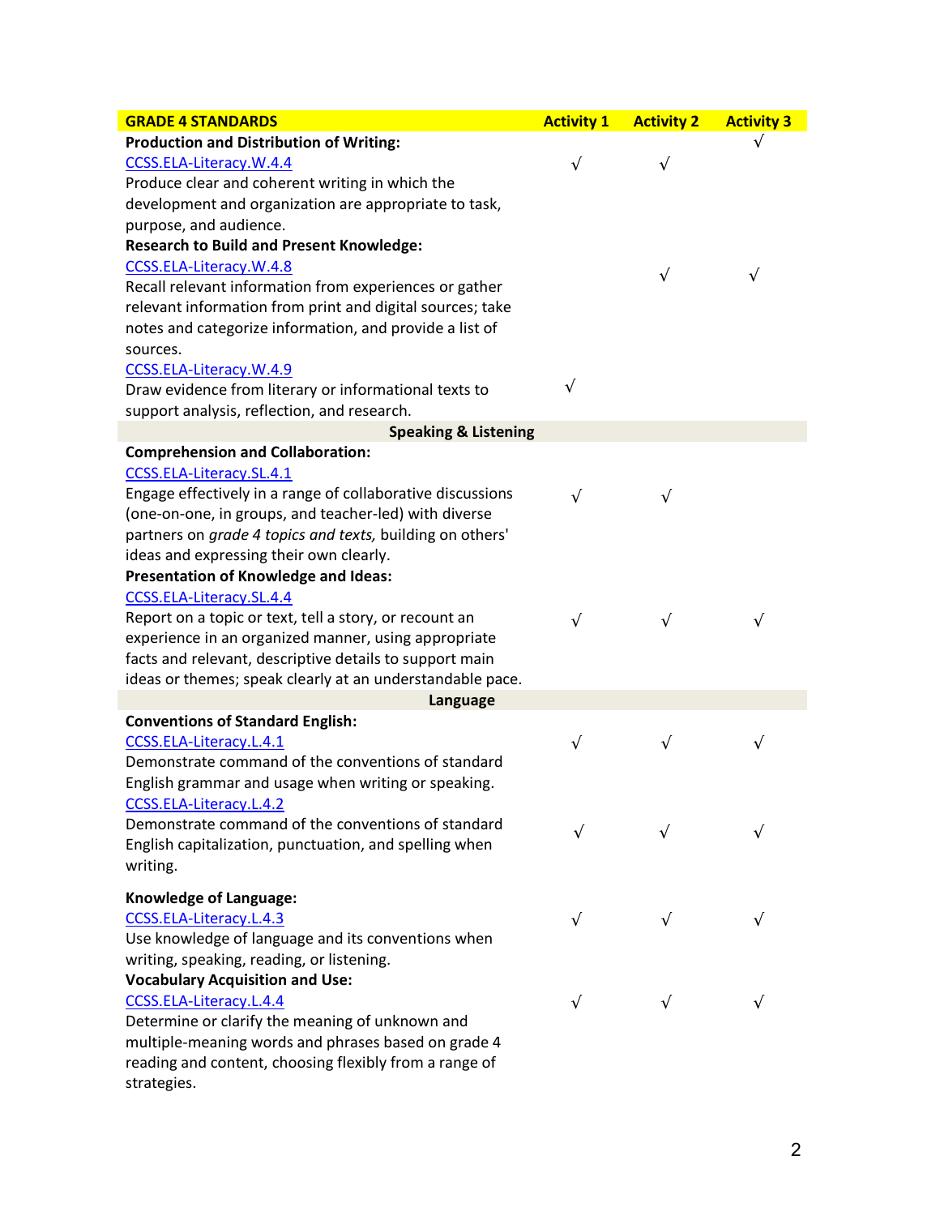| GRADE 4 STANDARDS | Activity 1 | Activity 2 | Activity 3 |
|---|---|---|---|
| **Production and Distribution of Writing:** | | | √ |
| CCSS.ELA-Literacy.W.4.4<br>Produce clear and coherent writing in which the development and organization are appropriate to task, purpose, and audience. | √ | √ | |
| **Research to Build and Present Knowledge:** | | | |
| CCSS.ELA-Literacy.W.4.8<br>Recall relevant information from experiences or gather relevant information from print and digital sources; take notes and categorize information, and provide a list of sources. | | √ | √ |
| CCSS.ELA-Literacy.W.4.9<br>Draw evidence from literary or informational texts to support analysis, reflection, and research. | √ | | |
| **Speaking & Listening** | | | |
| **Comprehension and Collaboration:** | | | |
| CCSS.ELA-Literacy.SL.4.1<br>Engage effectively in a range of collaborative discussions (one-on-one, in groups, and teacher-led) with diverse partners on *grade 4 topics and texts,* building on others' ideas and expressing their own clearly. | √ | √ | |
| **Presentation of Knowledge and Ideas:** | | | |
| CCSS.ELA-Literacy.SL.4.4<br>Report on a topic or text, tell a story, or recount an experience in an organized manner, using appropriate facts and relevant, descriptive details to support main ideas or themes; speak clearly at an understandable pace. | √ | √ | √ |
| **Language** | | | |
| **Conventions of Standard English:** | | | |
| CCSS.ELA-Literacy.L.4.1<br>Demonstrate command of the conventions of standard English grammar and usage when writing or speaking. | √ | √ | √ |
| CCSS.ELA-Literacy.L.4.2<br>Demonstrate command of the conventions of standard English capitalization, punctuation, and spelling when writing. | √ | √ | √ |
| **Knowledge of Language:** | | | |
| CCSS.ELA-Literacy.L.4.3<br>Use knowledge of language and its conventions when writing, speaking, reading, or listening. | √ | √ | √ |
| **Vocabulary Acquisition and Use:** | | | |
| CCSS.ELA-Literacy.L.4.4<br>Determine or clarify the meaning of unknown and multiple-meaning words and phrases based on grade 4 reading and content, choosing flexibly from a range of strategies. | √ | √ | √ |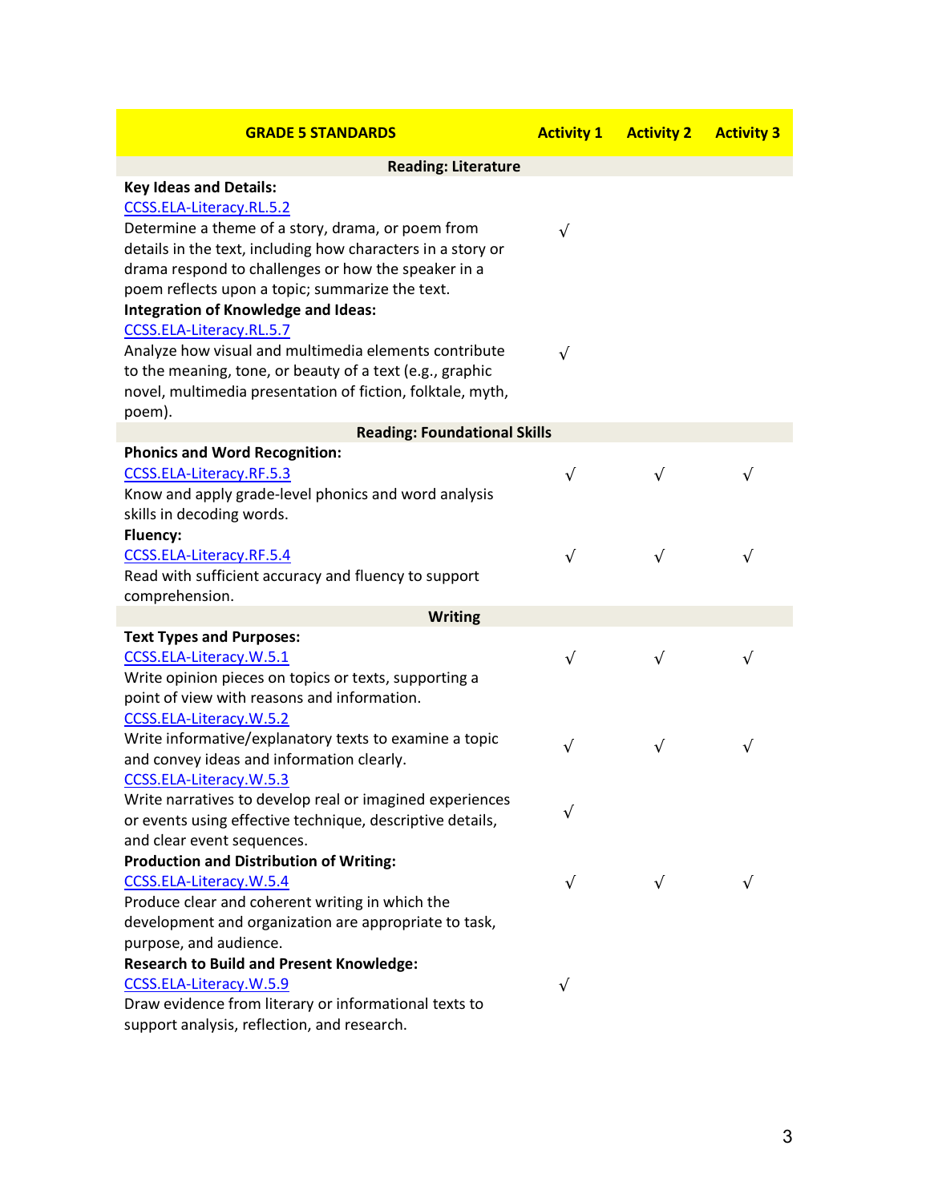| GRADE 5 STANDARDS | Activity 1 | Activity 2 | Activity 3 |
|---|---|---|---|
| **Reading: Literature** | | | |
| **Key Ideas and Details:**<br>CCSS.ELA-Literacy.RL.5.2<br>Determine a theme of a story, drama, or poem from details in the text, including how characters in a story or drama respond to challenges or how the speaker in a poem reflects upon a topic; summarize the text. | √ | | |
| **Integration of Knowledge and Ideas:**<br>CCSS.ELA-Literacy.RL.5.7<br>Analyze how visual and multimedia elements contribute to the meaning, tone, or beauty of a text (e.g., graphic novel, multimedia presentation of fiction, folktale, myth, poem). | √ | | |
| **Reading: Foundational Skills** | | | |
| **Phonics and Word Recognition:**<br>CCSS.ELA-Literacy.RF.5.3<br>Know and apply grade-level phonics and word analysis skills in decoding words. | √ | √ | √ |
| **Fluency:**<br>CCSS.ELA-Literacy.RF.5.4<br>Read with sufficient accuracy and fluency to support comprehension. | √ | √ | √ |
| **Writing** | | | |
| **Text Types and Purposes:**<br>CCSS.ELA-Literacy.W.5.1<br>Write opinion pieces on topics or texts, supporting a point of view with reasons and information. | √ | √ | √ |
| CCSS.ELA-Literacy.W.5.2<br>Write informative/explanatory texts to examine a topic and convey ideas and information clearly. | √ | √ | √ |
| CCSS.ELA-Literacy.W.5.3<br>Write narratives to develop real or imagined experiences or events using effective technique, descriptive details, and clear event sequences. | √ | | |
| **Production and Distribution of Writing:**<br>CCSS.ELA-Literacy.W.5.4<br>Produce clear and coherent writing in which the development and organization are appropriate to task, purpose, and audience. | √ | √ | √ |
| **Research to Build and Present Knowledge:**<br>CCSS.ELA-Literacy.W.5.9<br>Draw evidence from literary or informational texts to support analysis, reflection, and research. | √ | | |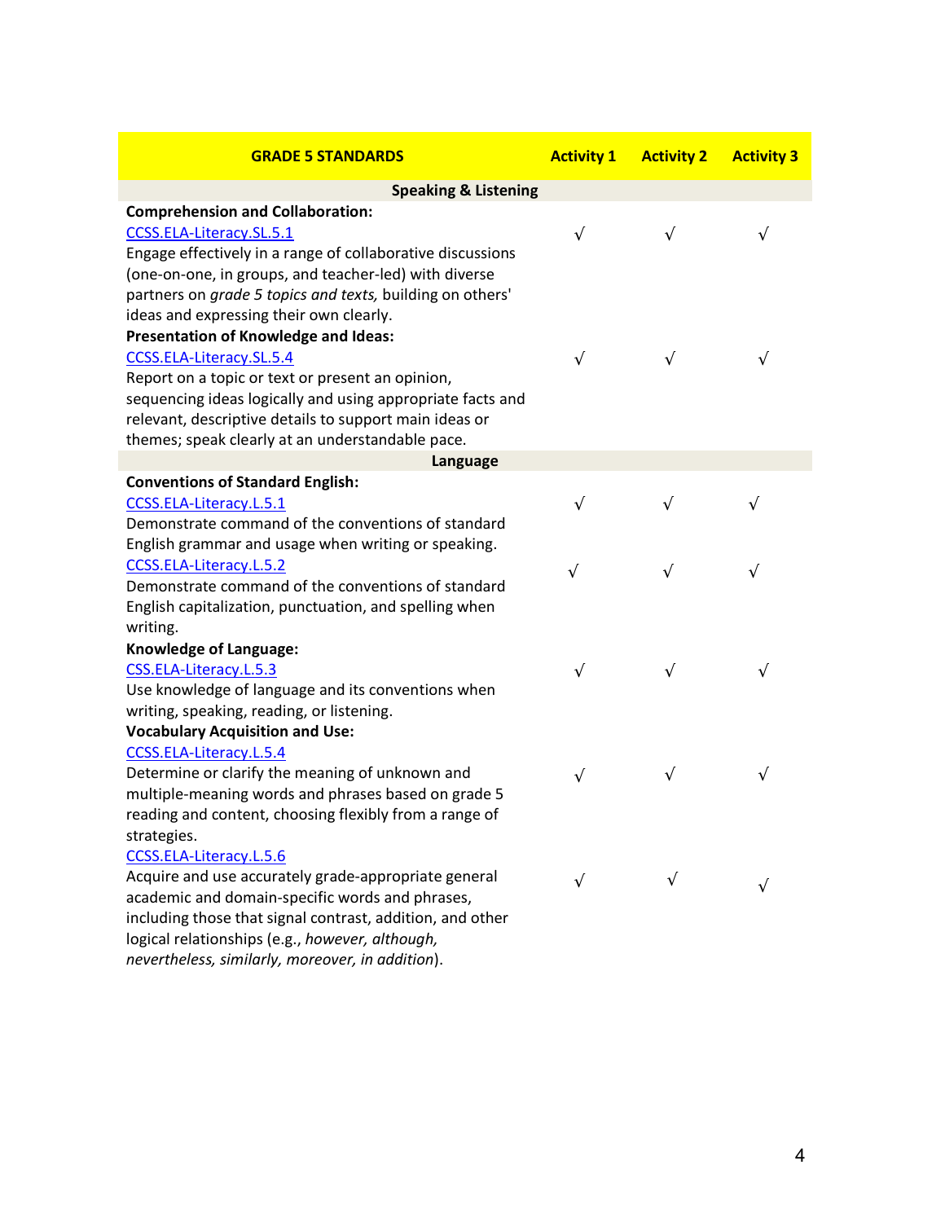| GRADE 5 STANDARDS | Activity 1 | Activity 2 | Activity 3 |
|---|---|---|---|
| **Speaking & Listening** | | | |
| **Comprehension and Collaboration:**<br>CCSS.ELA-Literacy.SL.5.1<br>Engage effectively in a range of collaborative discussions (one-on-one, in groups, and teacher-led) with diverse partners on *grade 5 topics and texts,* building on others' ideas and expressing their own clearly. | √ | √ | √ |
| **Presentation of Knowledge and Ideas:**<br>CCSS.ELA-Literacy.SL.5.4<br>Report on a topic or text or present an opinion, sequencing ideas logically and using appropriate facts and relevant, descriptive details to support main ideas or themes; speak clearly at an understandable pace. | √ | √ | √ |
| **Language** | | | |
| **Conventions of Standard English:**<br>CCSS.ELA-Literacy.L.5.1<br>Demonstrate command of the conventions of standard English grammar and usage when writing or speaking. | √ | √ | √ |
| CCSS.ELA-Literacy.L.5.2<br>Demonstrate command of the conventions of standard English capitalization, punctuation, and spelling when writing. | √ | √ | √ |
| **Knowledge of Language:**<br>CSS.ELA-Literacy.L.5.3<br>Use knowledge of language and its conventions when writing, speaking, reading, or listening. | √ | √ | √ |
| **Vocabulary Acquisition and Use:**<br>CCSS.ELA-Literacy.L.5.4<br>Determine or clarify the meaning of unknown and multiple-meaning words and phrases based on grade 5 reading and content, choosing flexibly from a range of strategies. | √ | √ | √ |
| CCSS.ELA-Literacy.L.5.6<br>Acquire and use accurately grade-appropriate general academic and domain-specific words and phrases, including those that signal contrast, addition, and other logical relationships (e.g., *however, although, nevertheless, similarly, moreover, in addition*). | √ | √ | √ |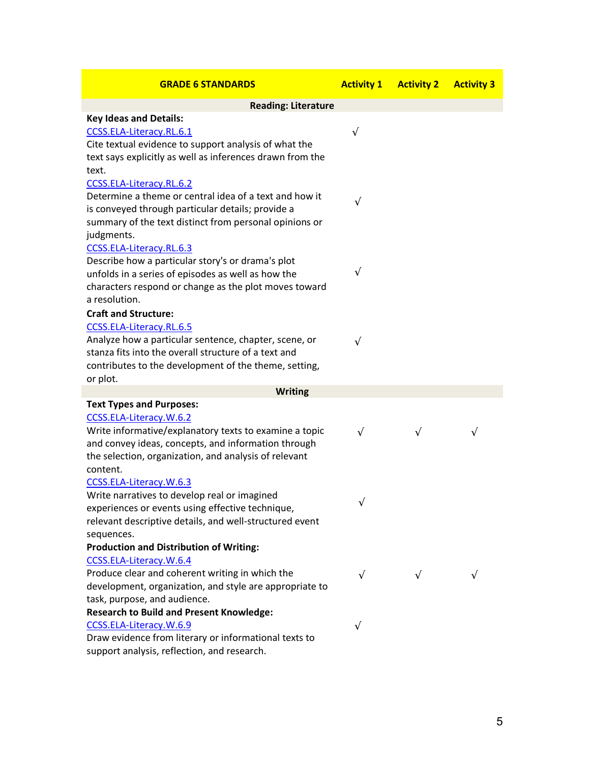| GRADE 6 STANDARDS | Activity 1 | Activity 2 | Activity 3 |
|---|---|---|---|
| **Reading: Literature** | | | |
| **Key Ideas and Details:** | | | |
| CCSS.ELA-Literacy.RL.6.1<br>Cite textual evidence to support analysis of what the text says explicitly as well as inferences drawn from the text. | √ | | |
| CCSS.ELA-Literacy.RL.6.2<br>Determine a theme or central idea of a text and how it is conveyed through particular details; provide a summary of the text distinct from personal opinions or judgments. | √ | | |
| CCSS.ELA-Literacy.RL.6.3<br>Describe how a particular story's or drama's plot unfolds in a series of episodes as well as how the characters respond or change as the plot moves toward a resolution. | √ | | |
| **Craft and Structure:** | | | |
| CCSS.ELA-Literacy.RL.6.5<br>Analyze how a particular sentence, chapter, scene, or stanza fits into the overall structure of a text and contributes to the development of the theme, setting, or plot. | √ | | |
| **Writing** | | | |
| **Text Types and Purposes:** | | | |
| CCSS.ELA-Literacy.W.6.2<br>Write informative/explanatory texts to examine a topic and convey ideas, concepts, and information through the selection, organization, and analysis of relevant content. | √ | √ | √ |
| CCSS.ELA-Literacy.W.6.3<br>Write narratives to develop real or imagined experiences or events using effective technique, relevant descriptive details, and well-structured event sequences. | √ | | |
| **Production and Distribution of Writing:** | | | |
| CCSS.ELA-Literacy.W.6.4<br>Produce clear and coherent writing in which the development, organization, and style are appropriate to task, purpose, and audience. | √ | √ | √ |
| **Research to Build and Present Knowledge:** | | | |
| CCSS.ELA-Literacy.W.6.9<br>Draw evidence from literary or informational texts to support analysis, reflection, and research. | √ | | |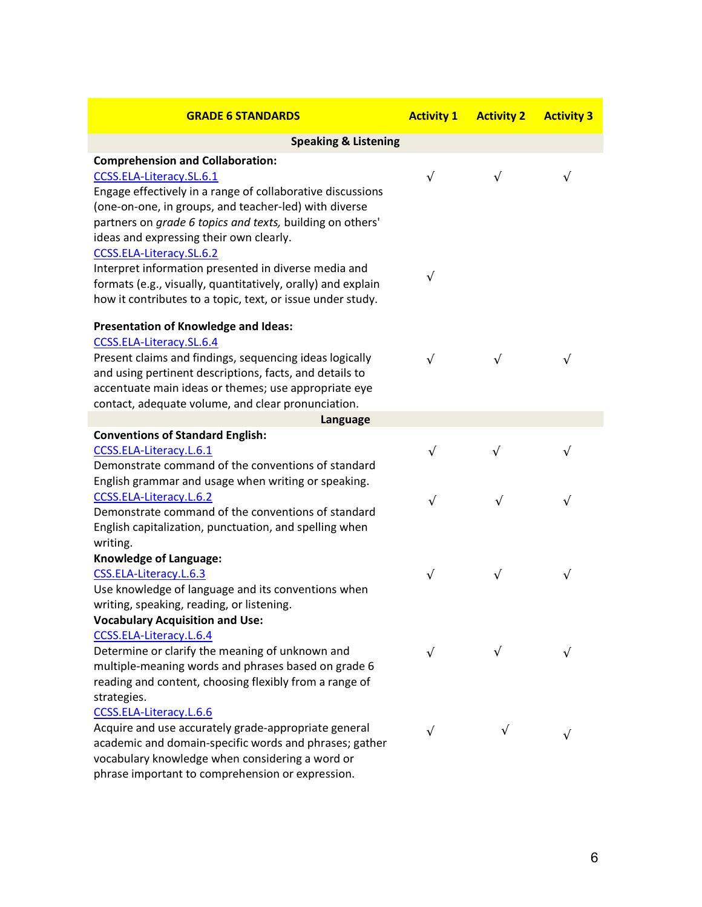| GRADE 6 STANDARDS | Activity 1 | Activity 2 | Activity 3 |
|---|---|---|---|
| **Speaking & Listening** | | | |
| **Comprehension and Collaboration:**<br>CCSS.ELA-Literacy.SL.6.1<br>Engage effectively in a range of collaborative discussions (one-on-one, in groups, and teacher-led) with diverse partners on *grade 6 topics and texts,* building on others' ideas and expressing their own clearly. | √ | √ | √ |
| CCSS.ELA-Literacy.SL.6.2<br>Interpret information presented in diverse media and formats (e.g., visually, quantitatively, orally) and explain how it contributes to a topic, text, or issue under study. | √ | | |
| **Presentation of Knowledge and Ideas:**<br>CCSS.ELA-Literacy.SL.6.4<br>Present claims and findings, sequencing ideas logically and using pertinent descriptions, facts, and details to accentuate main ideas or themes; use appropriate eye contact, adequate volume, and clear pronunciation. | √ | √ | √ |
| **Language** | | | |
| **Conventions of Standard English:**<br>CCSS.ELA-Literacy.L.6.1<br>Demonstrate command of the conventions of standard English grammar and usage when writing or speaking. | √ | √ | √ |
| CCSS.ELA-Literacy.L.6.2<br>Demonstrate command of the conventions of standard English capitalization, punctuation, and spelling when writing. | √ | √ | √ |
| **Knowledge of Language:**<br>CSS.ELA-Literacy.L.6.3<br>Use knowledge of language and its conventions when writing, speaking, reading, or listening. | √ | √ | √ |
| **Vocabulary Acquisition and Use:**<br>CCSS.ELA-Literacy.L.6.4<br>Determine or clarify the meaning of unknown and multiple-meaning words and phrases based on grade 6 reading and content, choosing flexibly from a range of strategies. | √ | √ | √ |
| CCSS.ELA-Literacy.L.6.6<br>Acquire and use accurately grade-appropriate general academic and domain-specific words and phrases; gather vocabulary knowledge when considering a word or phrase important to comprehension or expression. | √ | √ | √ |